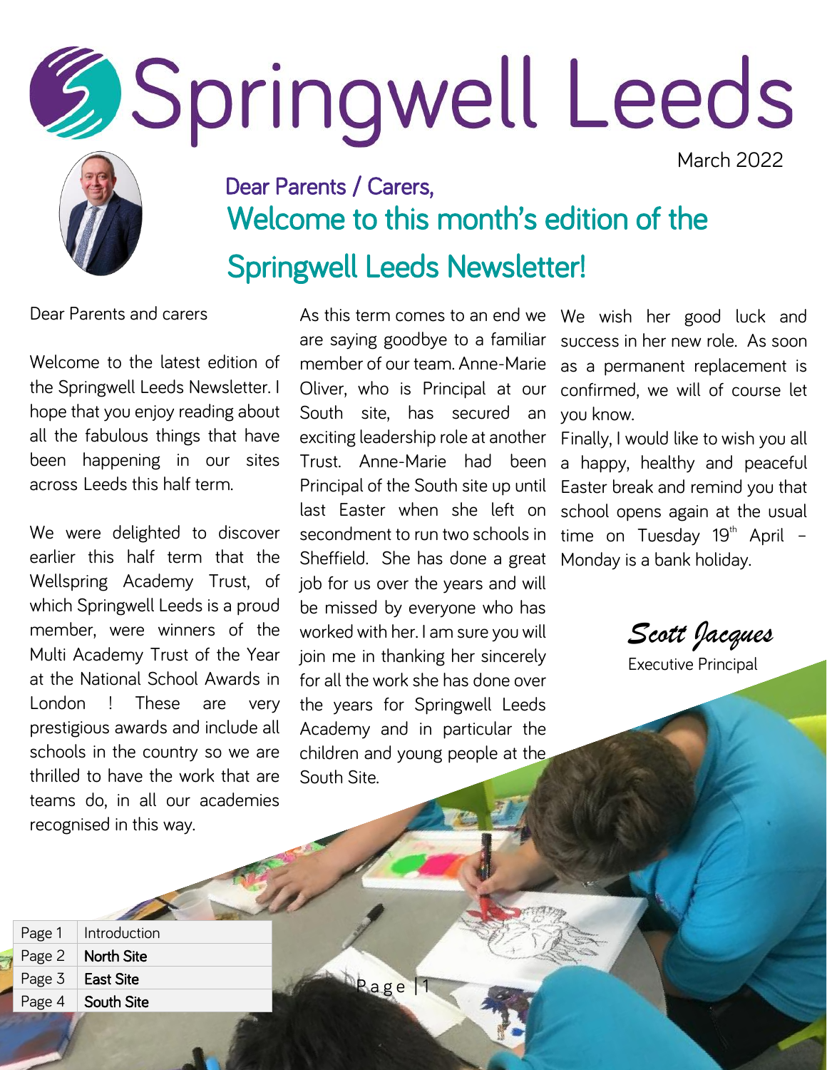# Springwell Leeds

March 2022

## Dear Parents / Carers,

## Welcome to this month's edition of the Springwell Leeds Newsletter!

Dear Parents and carers

Welcome to the latest edition of the Springwell Leeds Newsletter. I hope that you enjoy reading about all the fabulous things that have been happening in our sites across Leeds this half term.

We were delighted to discover earlier this half term that the Wellspring Academy Trust, of which Springwell Leeds is a proud member, were winners of the Multi Academy Trust of the Year at the National School Awards in London ! These are very prestigious awards and include all schools in the country so we are thrilled to have the work that are teams do, in all our academies recognised in this way.

As this term comes to an end we are saying goodbye to a familiar member of our team. Anne-Marie Oliver, who is Principal at our South site, has secured an exciting leadership role at another Trust. Anne-Marie had been Principal of the South site up until last Easter when she left on secondment to run two schools in Sheffield. She has done a great job for us over the years and will be missed by everyone who has worked with her. I am sure you will join me in thanking her sincerely for all the work she has done over the years for Springwell Leeds Academy and in particular the children and young people at the South Site.

We wish her good luck and success in her new role. As soon as a permanent replacement is confirmed, we will of course let you know.

Finally, I would like to wish you all a happy, healthy and peaceful Easter break and remind you that school opens again at the usual time on Tuesday 19th April – Monday is a bank holiday.

*Scott Jacques*
Executive Principal

| Page | Section |
|---|---|
| Page 1 | Introduction |
| Page 2 | North Site |
| Page 3 | East Site |
| Page 4 | South Site |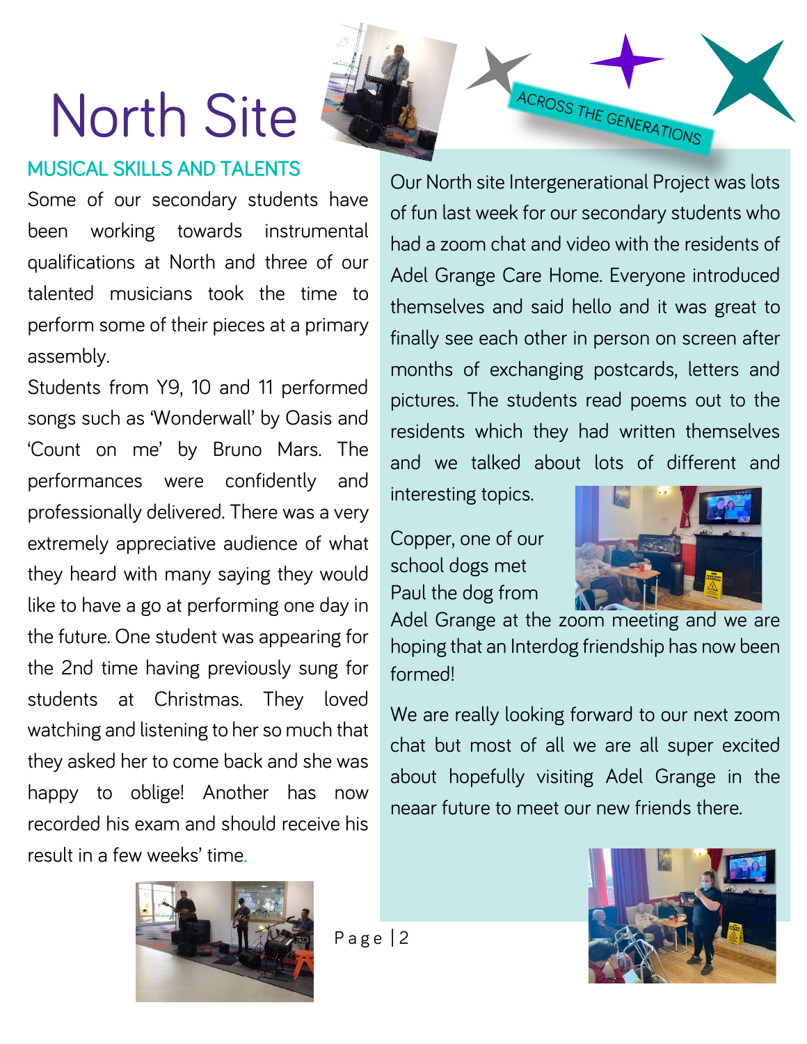# North Site

## MUSICAL SKILLS AND TALENTS

Some of our secondary students have been working towards instrumental qualifications at North and three of our talented musicians took the time to perform some of their pieces at a primary assembly.

Students from Y9, 10 and 11 performed songs such as 'Wonderwall' by Oasis and 'Count on me' by Bruno Mars. The performances were confidently and professionally delivered. There was a very extremely appreciative audience of what they heard with many saying they would like to have a go at performing one day in the future. One student was appearing for the 2nd time having previously sung for students at Christmas. They loved watching and listening to her so much that they asked her to come back and she was happy to oblige! Another has now recorded his exam and should receive his result in a few weeks' time.

## ACROSS THE GENERATIONS

Our North site Intergenerational Project was lots of fun last week for our secondary students who had a zoom chat and video with the residents of Adel Grange Care Home. Everyone introduced themselves and said hello and it was great to finally see each other in person on screen after months of exchanging postcards, letters and pictures. The students read poems out to the residents which they had written themselves and we talked about lots of different and interesting topics.

Copper, one of our school dogs met Paul the dog from Adel Grange at the zoom meeting and we are hoping that an Interdog friendship has now been formed!

We are really looking forward to our next zoom chat but most of all we are all super excited about hopefully visiting Adel Grange in the neaar future to meet our new friends there.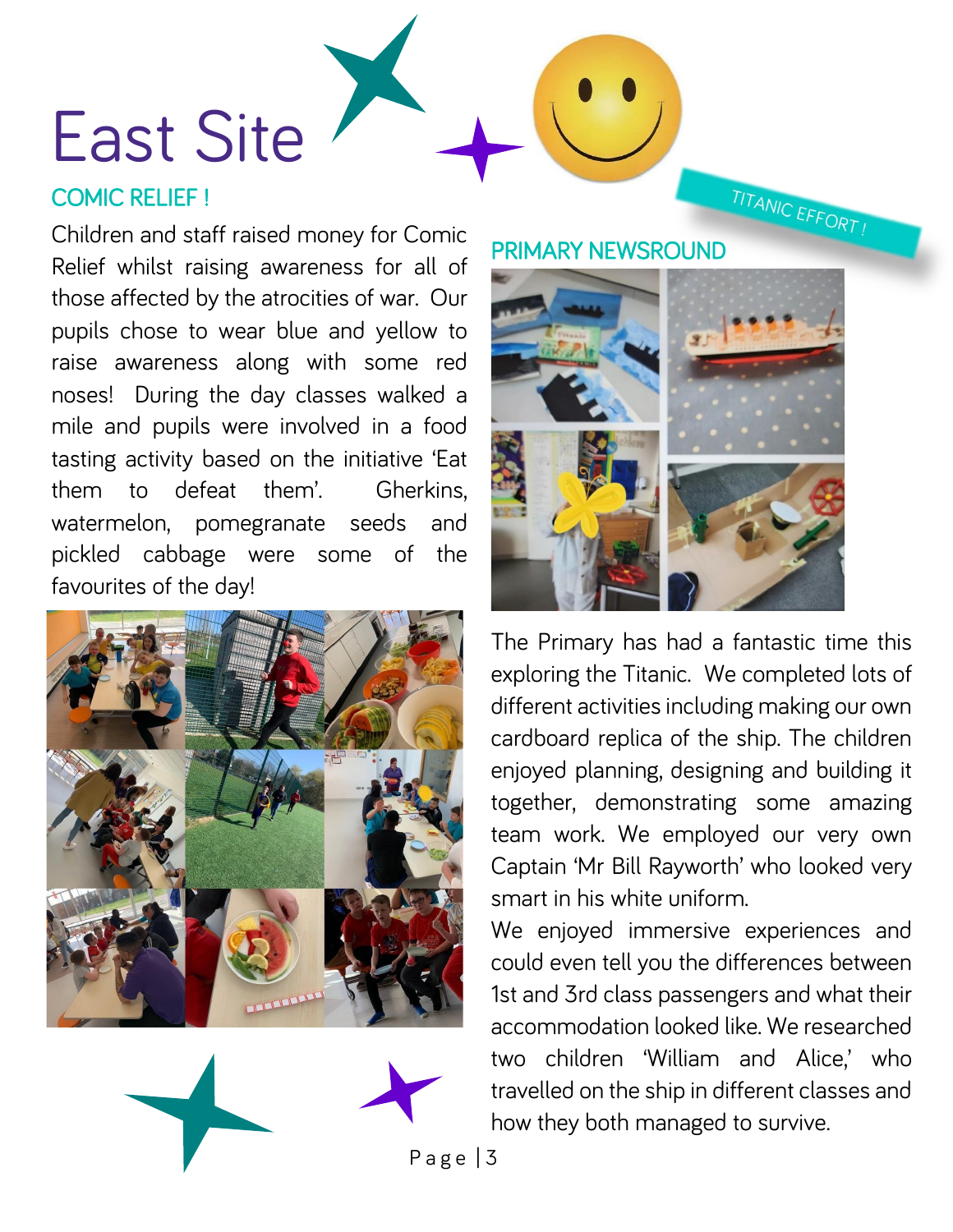# East Site

## COMIC RELIEF !

Children and staff raised money for Comic Relief whilst raising awareness for all of those affected by the atrocities of war. Our pupils chose to wear blue and yellow to raise awareness along with some red noses! During the day classes walked a mile and pupils were involved in a food tasting activity based on the initiative 'Eat them to defeat them'. Gherkins, watermelon, pomegranate seeds and pickled cabbage were some of the favourites of the day!

TITANIC EFFORT !

## PRIMARY NEWSROUND

The Primary has had a fantastic time this exploring the Titanic. We completed lots of different activities including making our own cardboard replica of the ship. The children enjoyed planning, designing and building it together, demonstrating some amazing team work. We employed our very own Captain 'Mr Bill Rayworth' who looked very smart in his white uniform.

We enjoyed immersive experiences and could even tell you the differences between 1st and 3rd class passengers and what their accommodation looked like. We researched two children 'William and Alice,' who travelled on the ship in different classes and how they both managed to survive.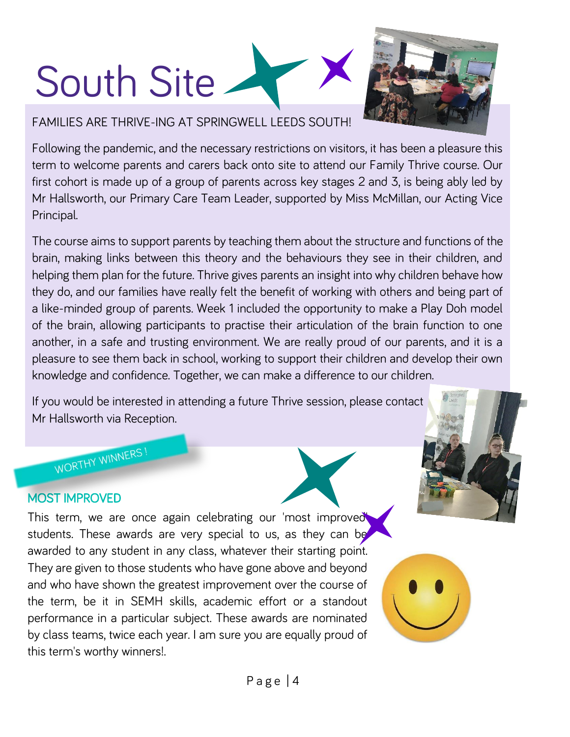# South Site

FAMILIES ARE THRIVE-ING AT SPRINGWELL LEEDS SOUTH!

Following the pandemic, and the necessary restrictions on visitors, it has been a pleasure this term to welcome parents and carers back onto site to attend our Family Thrive course. Our first cohort is made up of a group of parents across key stages 2 and 3, is being ably led by Mr Hallsworth, our Primary Care Team Leader, supported by Miss McMillan, our Acting Vice Principal.

The course aims to support parents by teaching them about the structure and functions of the brain, making links between this theory and the behaviours they see in their children, and helping them plan for the future. Thrive gives parents an insight into why children behave how they do, and our families have really felt the benefit of working with others and being part of a like-minded group of parents. Week 1 included the opportunity to make a Play Doh model of the brain, allowing participants to practise their articulation of the brain function to one another, in a safe and trusting environment. We are really proud of our parents, and it is a pleasure to see them back in school, working to support their children and develop their own knowledge and confidence. Together, we can make a difference to our children.

If you would be interested in attending a future Thrive session, please contact Mr Hallsworth via Reception.

WORTHY WINNERS !

## MOST IMPROVED

This term, we are once again celebrating our 'most improved' students. These awards are very special to us, as they can be awarded to any student in any class, whatever their starting point. They are given to those students who have gone above and beyond and who have shown the greatest improvement over the course of the term, be it in SEMH skills, academic effort or a standout performance in a particular subject. These awards are nominated by class teams, twice each year. I am sure you are equally proud of this term's worthy winners!.